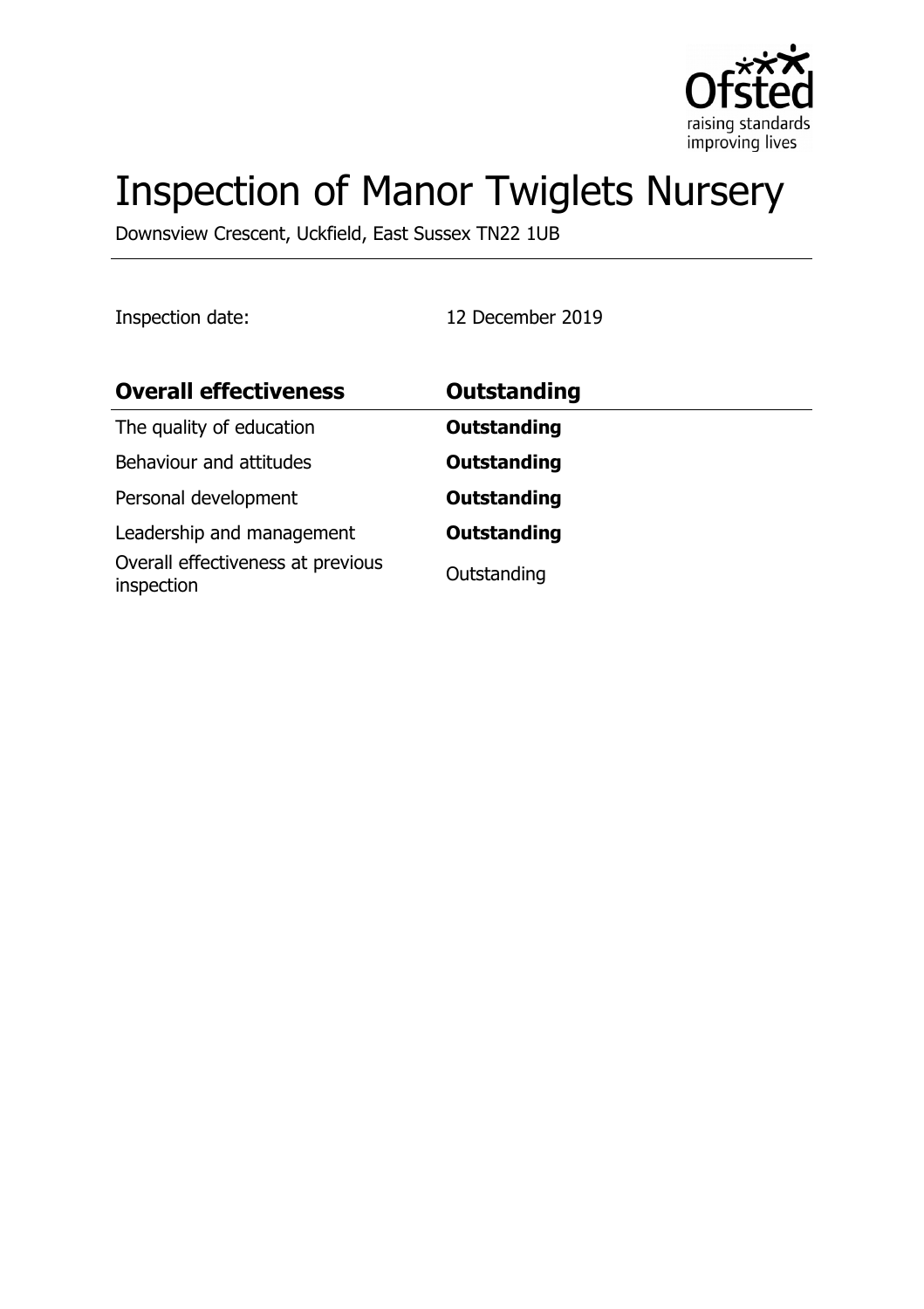# Inspection of Manor Twiglets Nursery

Downsview Crescent, Uckfield, East Sussex TN22 1UB

Inspection date: 12 December 2019

| **Overall effectiveness** | **Outstanding** |
| --- | --- |
| The quality of education | **Outstanding** |
| Behaviour and attitudes | **Outstanding** |
| Personal development | **Outstanding** |
| Leadership and management | **Outstanding** |
| Overall effectiveness at previous inspection | Outstanding |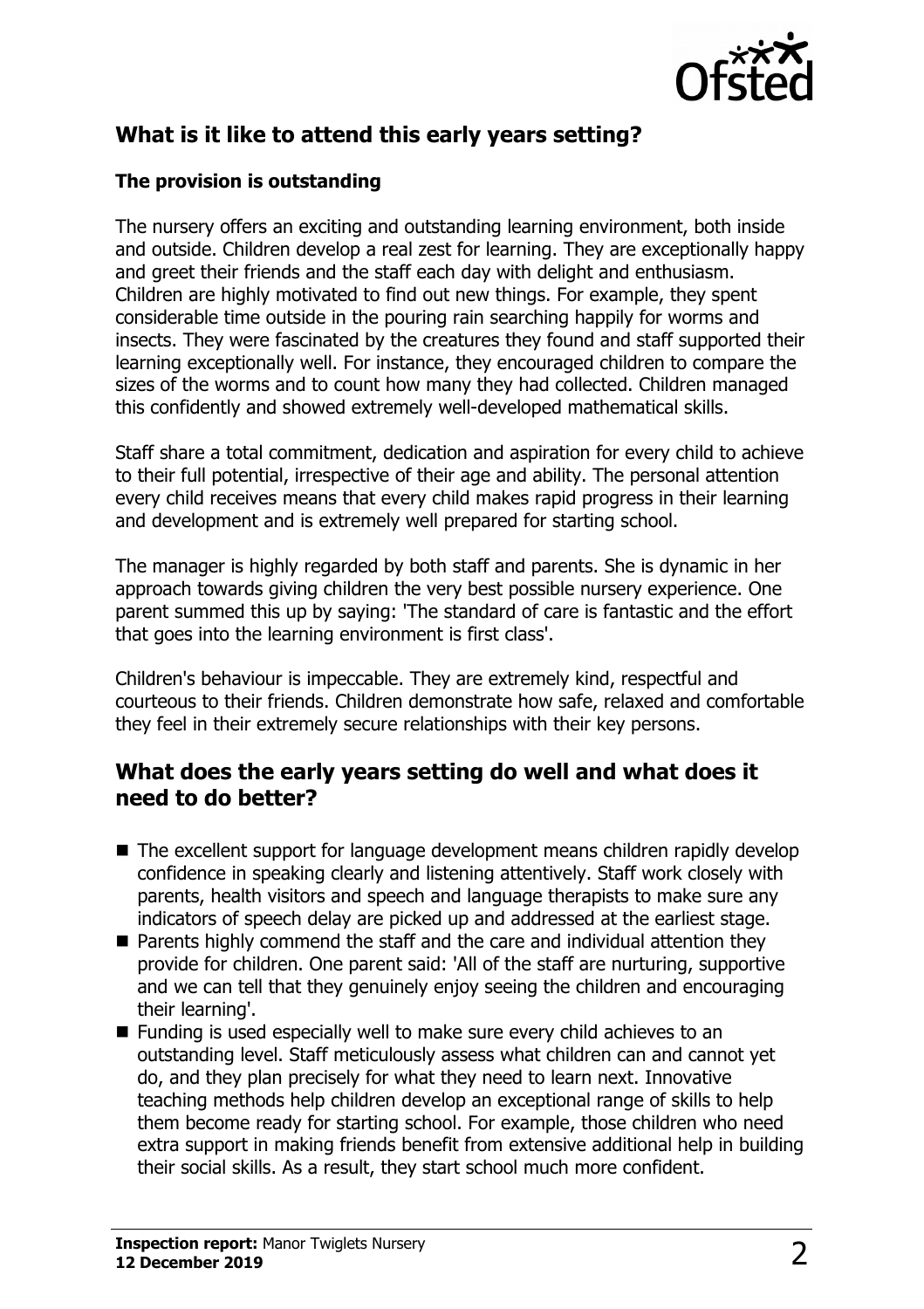## What is it like to attend this early years setting?

### The provision is outstanding

The nursery offers an exciting and outstanding learning environment, both inside and outside. Children develop a real zest for learning. They are exceptionally happy and greet their friends and the staff each day with delight and enthusiasm. Children are highly motivated to find out new things. For example, they spent considerable time outside in the pouring rain searching happily for worms and insects. They were fascinated by the creatures they found and staff supported their learning exceptionally well. For instance, they encouraged children to compare the sizes of the worms and to count how many they had collected. Children managed this confidently and showed extremely well-developed mathematical skills.

Staff share a total commitment, dedication and aspiration for every child to achieve to their full potential, irrespective of their age and ability. The personal attention every child receives means that every child makes rapid progress in their learning and development and is extremely well prepared for starting school.

The manager is highly regarded by both staff and parents. She is dynamic in her approach towards giving children the very best possible nursery experience. One parent summed this up by saying: 'The standard of care is fantastic and the effort that goes into the learning environment is first class'.

Children's behaviour is impeccable. They are extremely kind, respectful and courteous to their friends. Children demonstrate how safe, relaxed and comfortable they feel in their extremely secure relationships with their key persons.

## What does the early years setting do well and what does it need to do better?

- The excellent support for language development means children rapidly develop confidence in speaking clearly and listening attentively. Staff work closely with parents, health visitors and speech and language therapists to make sure any indicators of speech delay are picked up and addressed at the earliest stage.
- Parents highly commend the staff and the care and individual attention they provide for children. One parent said: 'All of the staff are nurturing, supportive and we can tell that they genuinely enjoy seeing the children and encouraging their learning'.
- Funding is used especially well to make sure every child achieves to an outstanding level. Staff meticulously assess what children can and cannot yet do, and they plan precisely for what they need to learn next. Innovative teaching methods help children develop an exceptional range of skills to help them become ready for starting school. For example, those children who need extra support in making friends benefit from extensive additional help in building their social skills. As a result, they start school much more confident.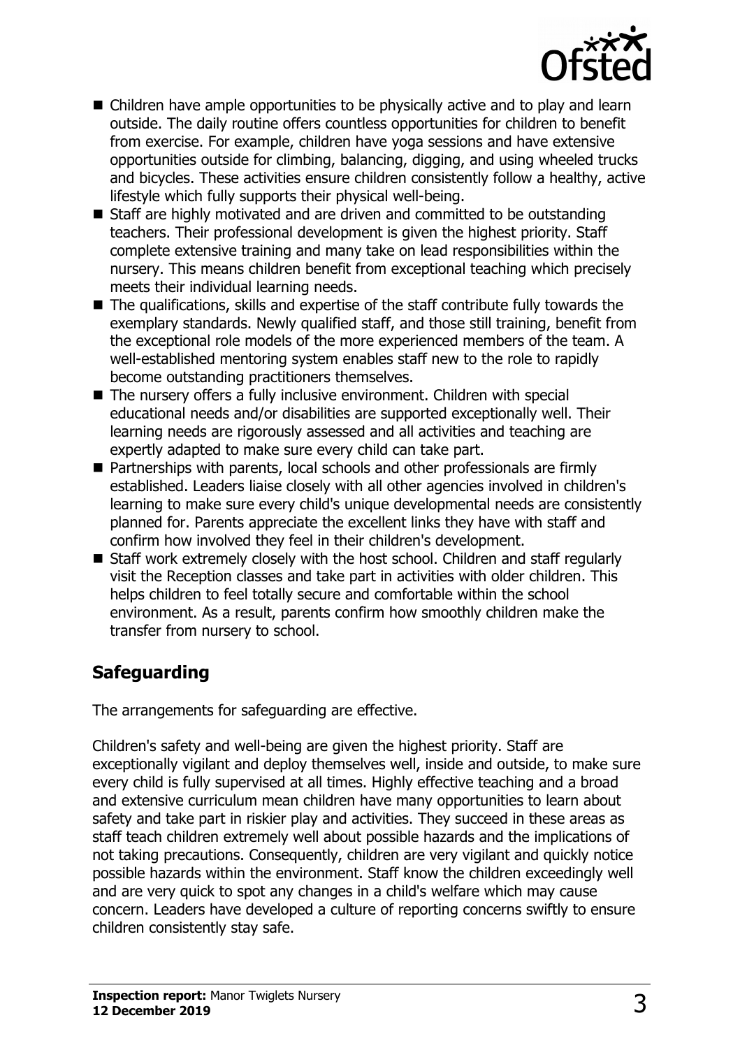- Children have ample opportunities to be physically active and to play and learn outside. The daily routine offers countless opportunities for children to benefit from exercise. For example, children have yoga sessions and have extensive opportunities outside for climbing, balancing, digging, and using wheeled trucks and bicycles. These activities ensure children consistently follow a healthy, active lifestyle which fully supports their physical well-being.
- Staff are highly motivated and are driven and committed to be outstanding teachers. Their professional development is given the highest priority. Staff complete extensive training and many take on lead responsibilities within the nursery. This means children benefit from exceptional teaching which precisely meets their individual learning needs.
- The qualifications, skills and expertise of the staff contribute fully towards the exemplary standards. Newly qualified staff, and those still training, benefit from the exceptional role models of the more experienced members of the team. A well-established mentoring system enables staff new to the role to rapidly become outstanding practitioners themselves.
- The nursery offers a fully inclusive environment. Children with special educational needs and/or disabilities are supported exceptionally well. Their learning needs are rigorously assessed and all activities and teaching are expertly adapted to make sure every child can take part.
- Partnerships with parents, local schools and other professionals are firmly established. Leaders liaise closely with all other agencies involved in children's learning to make sure every child's unique developmental needs are consistently planned for. Parents appreciate the excellent links they have with staff and confirm how involved they feel in their children's development.
- Staff work extremely closely with the host school. Children and staff regularly visit the Reception classes and take part in activities with older children. This helps children to feel totally secure and comfortable within the school environment. As a result, parents confirm how smoothly children make the transfer from nursery to school.

## Safeguarding

The arrangements for safeguarding are effective.

Children's safety and well-being are given the highest priority. Staff are exceptionally vigilant and deploy themselves well, inside and outside, to make sure every child is fully supervised at all times. Highly effective teaching and a broad and extensive curriculum mean children have many opportunities to learn about safety and take part in riskier play and activities. They succeed in these areas as staff teach children extremely well about possible hazards and the implications of not taking precautions. Consequently, children are very vigilant and quickly notice possible hazards within the environment. Staff know the children exceedingly well and are very quick to spot any changes in a child's welfare which may cause concern. Leaders have developed a culture of reporting concerns swiftly to ensure children consistently stay safe.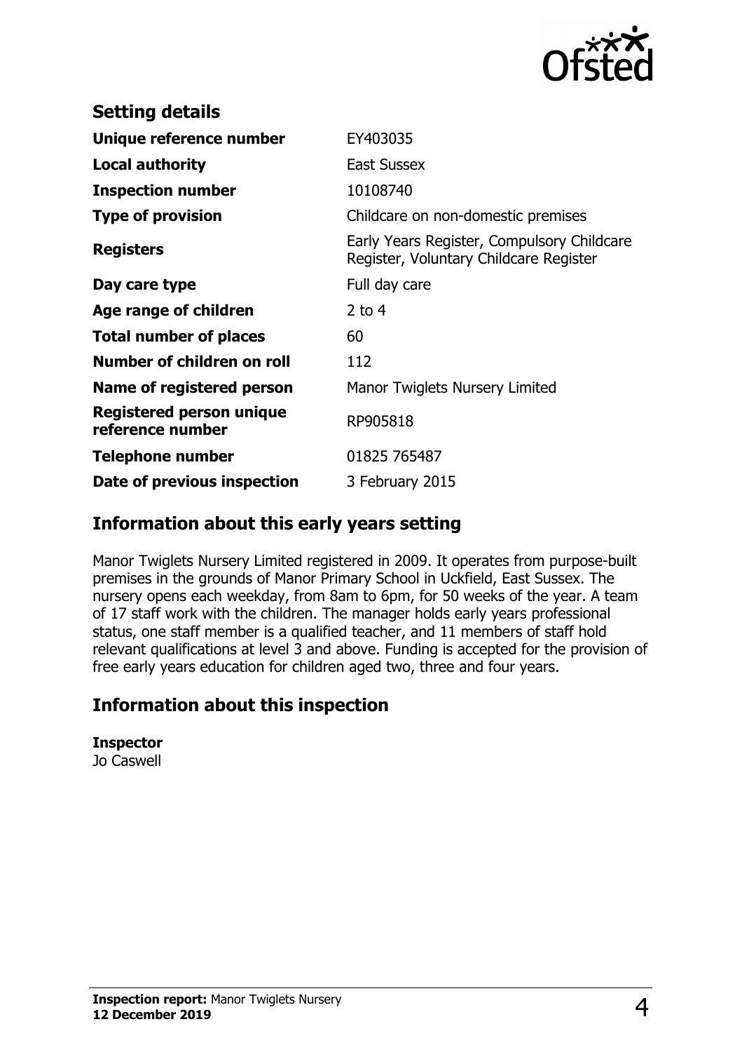## Setting details

| | |
|---|---|
| **Unique reference number** | EY403035 |
| **Local authority** | East Sussex |
| **Inspection number** | 10108740 |
| **Type of provision** | Childcare on non-domestic premises |
| **Registers** | Early Years Register, Compulsory Childcare Register, Voluntary Childcare Register |
| **Day care type** | Full day care |
| **Age range of children** | 2 to 4 |
| **Total number of places** | 60 |
| **Number of children on roll** | 112 |
| **Name of registered person** | Manor Twiglets Nursery Limited |
| **Registered person unique reference number** | RP905818 |
| **Telephone number** | 01825 765487 |
| **Date of previous inspection** | 3 February 2015 |

## Information about this early years setting

Manor Twiglets Nursery Limited registered in 2009. It operates from purpose-built premises in the grounds of Manor Primary School in Uckfield, East Sussex. The nursery opens each weekday, from 8am to 6pm, for 50 weeks of the year. A team of 17 staff work with the children. The manager holds early years professional status, one staff member is a qualified teacher, and 11 members of staff hold relevant qualifications at level 3 and above. Funding is accepted for the provision of free early years education for children aged two, three and four years.

## Information about this inspection

**Inspector**
Jo Caswell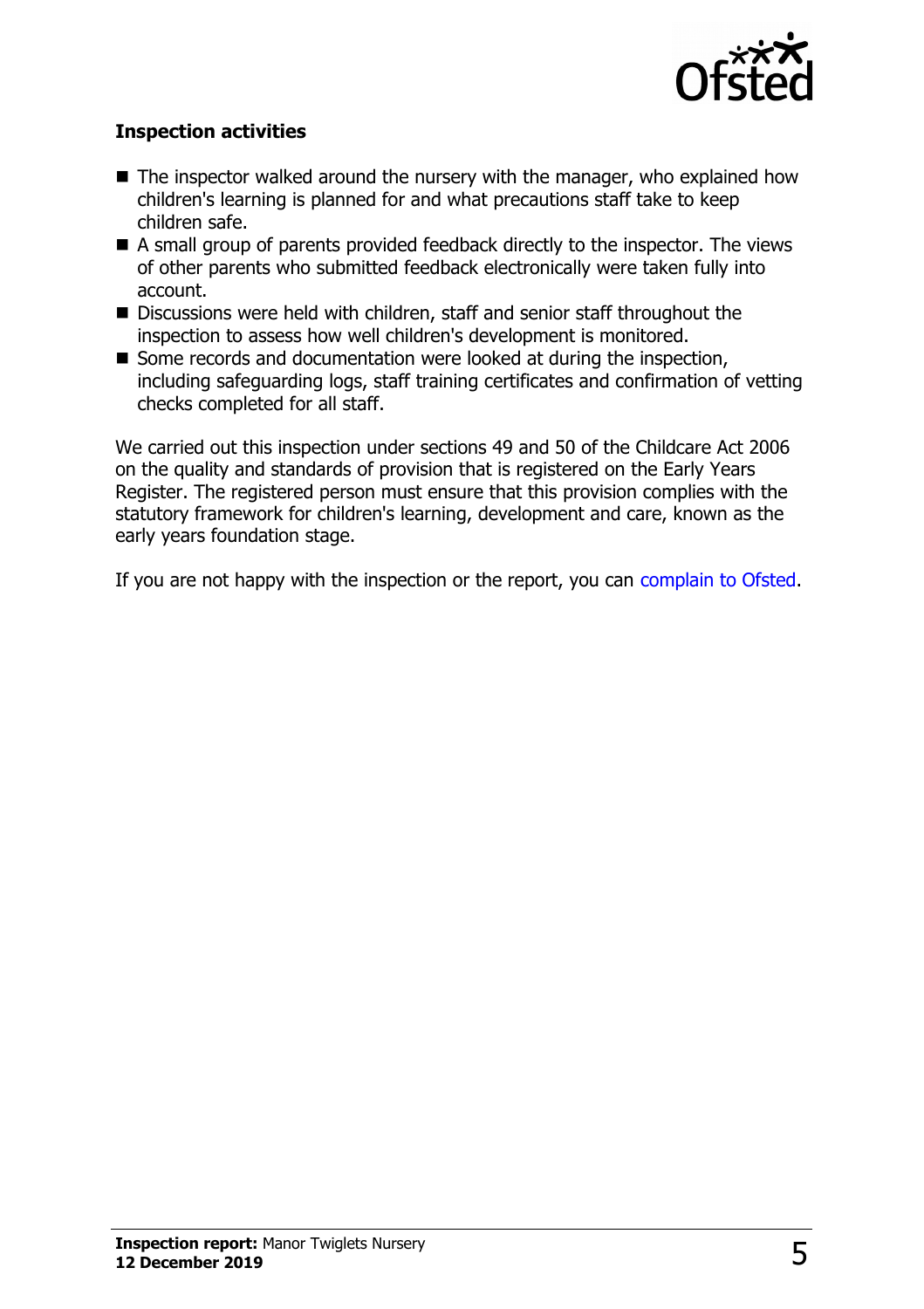### Inspection activities

- The inspector walked around the nursery with the manager, who explained how children's learning is planned for and what precautions staff take to keep children safe.
- A small group of parents provided feedback directly to the inspector. The views of other parents who submitted feedback electronically were taken fully into account.
- Discussions were held with children, staff and senior staff throughout the inspection to assess how well children's development is monitored.
- Some records and documentation were looked at during the inspection, including safeguarding logs, staff training certificates and confirmation of vetting checks completed for all staff.

We carried out this inspection under sections 49 and 50 of the Childcare Act 2006 on the quality and standards of provision that is registered on the Early Years Register. The registered person must ensure that this provision complies with the statutory framework for children's learning, development and care, known as the early years foundation stage.

If you are not happy with the inspection or the report, you can complain to Ofsted.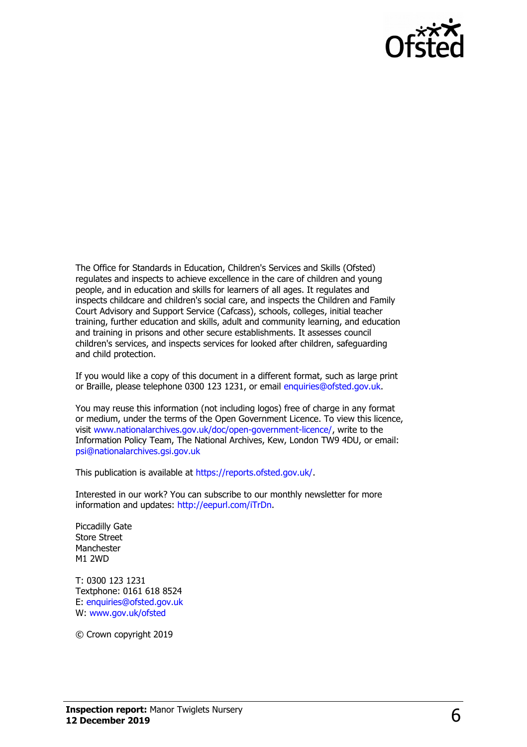The Office for Standards in Education, Children's Services and Skills (Ofsted) regulates and inspects to achieve excellence in the care of children and young people, and in education and skills for learners of all ages. It regulates and inspects childcare and children's social care, and inspects the Children and Family Court Advisory and Support Service (Cafcass), schools, colleges, initial teacher training, further education and skills, adult and community learning, and education and training in prisons and other secure establishments. It assesses council children's services, and inspects services for looked after children, safeguarding and child protection.

If you would like a copy of this document in a different format, such as large print or Braille, please telephone 0300 123 1231, or email enquiries@ofsted.gov.uk.

You may reuse this information (not including logos) free of charge in any format or medium, under the terms of the Open Government Licence. To view this licence, visit www.nationalarchives.gov.uk/doc/open-government-licence/, write to the Information Policy Team, The National Archives, Kew, London TW9 4DU, or email: psi@nationalarchives.gsi.gov.uk

This publication is available at https://reports.ofsted.gov.uk/.

Interested in our work? You can subscribe to our monthly newsletter for more information and updates: http://eepurl.com/iTrDn.

Piccadilly Gate
Store Street
Manchester
M1 2WD

T: 0300 123 1231
Textphone: 0161 618 8524
E: enquiries@ofsted.gov.uk
W: www.gov.uk/ofsted

© Crown copyright 2019